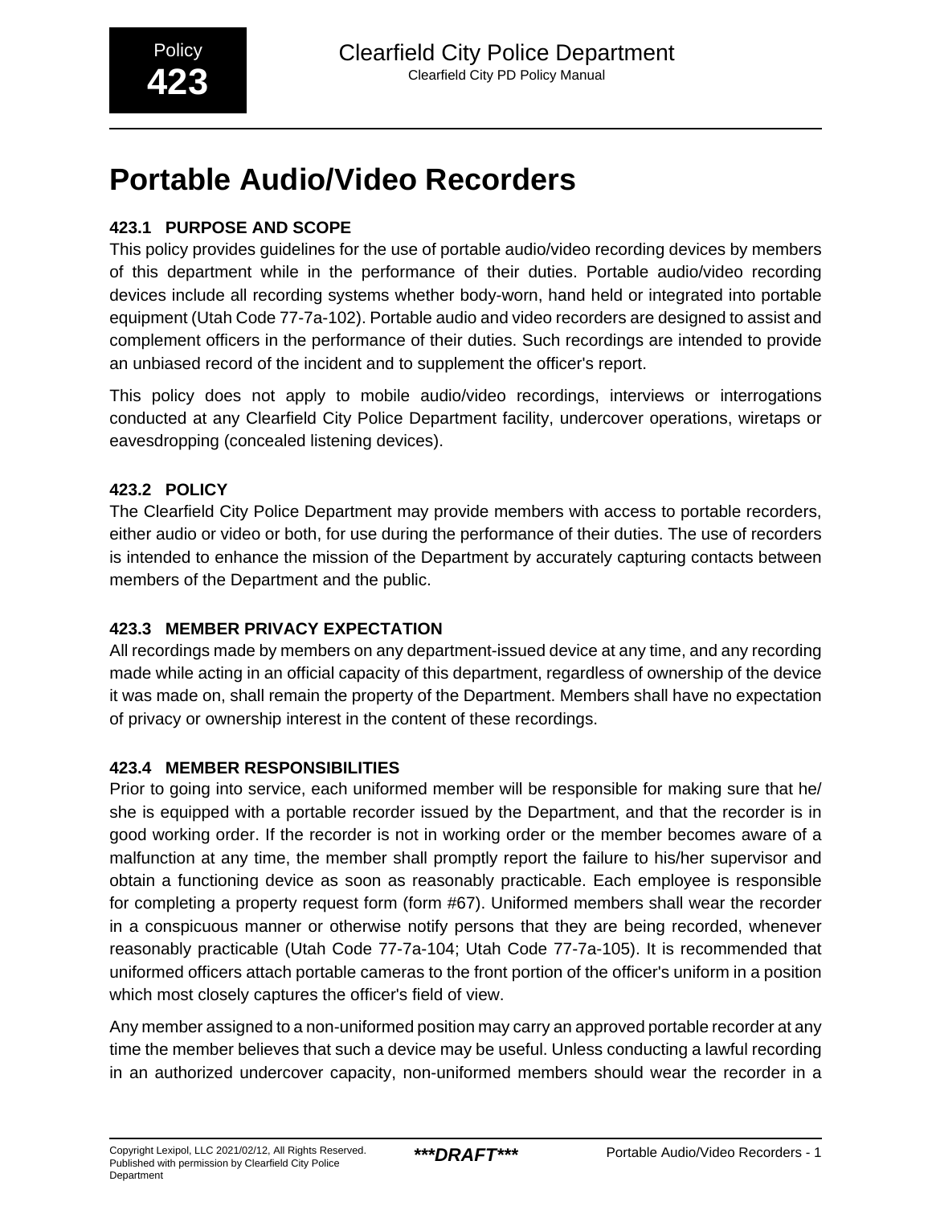Policy **423**

# Portable Audio/Video Recorders

### 423.1 PURPOSE AND SCOPE

This policy provides guidelines for the use of portable audio/video recording devices by members of this department while in the performance of their duties. Portable audio/video recording devices include all recording systems whether body-worn, hand held or integrated into portable equipment (Utah Code 77-7a-102). Portable audio and video recorders are designed to assist and complement officers in the performance of their duties. Such recordings are intended to provide an unbiased record of the incident and to supplement the officer's report.

This policy does not apply to mobile audio/video recordings, interviews or interrogations conducted at any Clearfield City Police Department facility, undercover operations, wiretaps or eavesdropping (concealed listening devices).

### 423.2 POLICY

The Clearfield City Police Department may provide members with access to portable recorders, either audio or video or both, for use during the performance of their duties. The use of recorders is intended to enhance the mission of the Department by accurately capturing contacts between members of the Department and the public.

### 423.3 MEMBER PRIVACY EXPECTATION

All recordings made by members on any department-issued device at any time, and any recording made while acting in an official capacity of this department, regardless of ownership of the device it was made on, shall remain the property of the Department. Members shall have no expectation of privacy or ownership interest in the content of these recordings.

### 423.4 MEMBER RESPONSIBILITIES

Prior to going into service, each uniformed member will be responsible for making sure that he/she is equipped with a portable recorder issued by the Department, and that the recorder is in good working order. If the recorder is not in working order or the member becomes aware of a malfunction at any time, the member shall promptly report the failure to his/her supervisor and obtain a functioning device as soon as reasonably practicable. Each employee is responsible for completing a property request form (form #67). Uniformed members shall wear the recorder in a conspicuous manner or otherwise notify persons that they are being recorded, whenever reasonably practicable (Utah Code 77-7a-104; Utah Code 77-7a-105). It is recommended that uniformed officers attach portable cameras to the front portion of the officer's uniform in a position which most closely captures the officer's field of view.

Any member assigned to a non-uniformed position may carry an approved portable recorder at any time the member believes that such a device may be useful. Unless conducting a lawful recording in an authorized undercover capacity, non-uniformed members should wear the recorder in a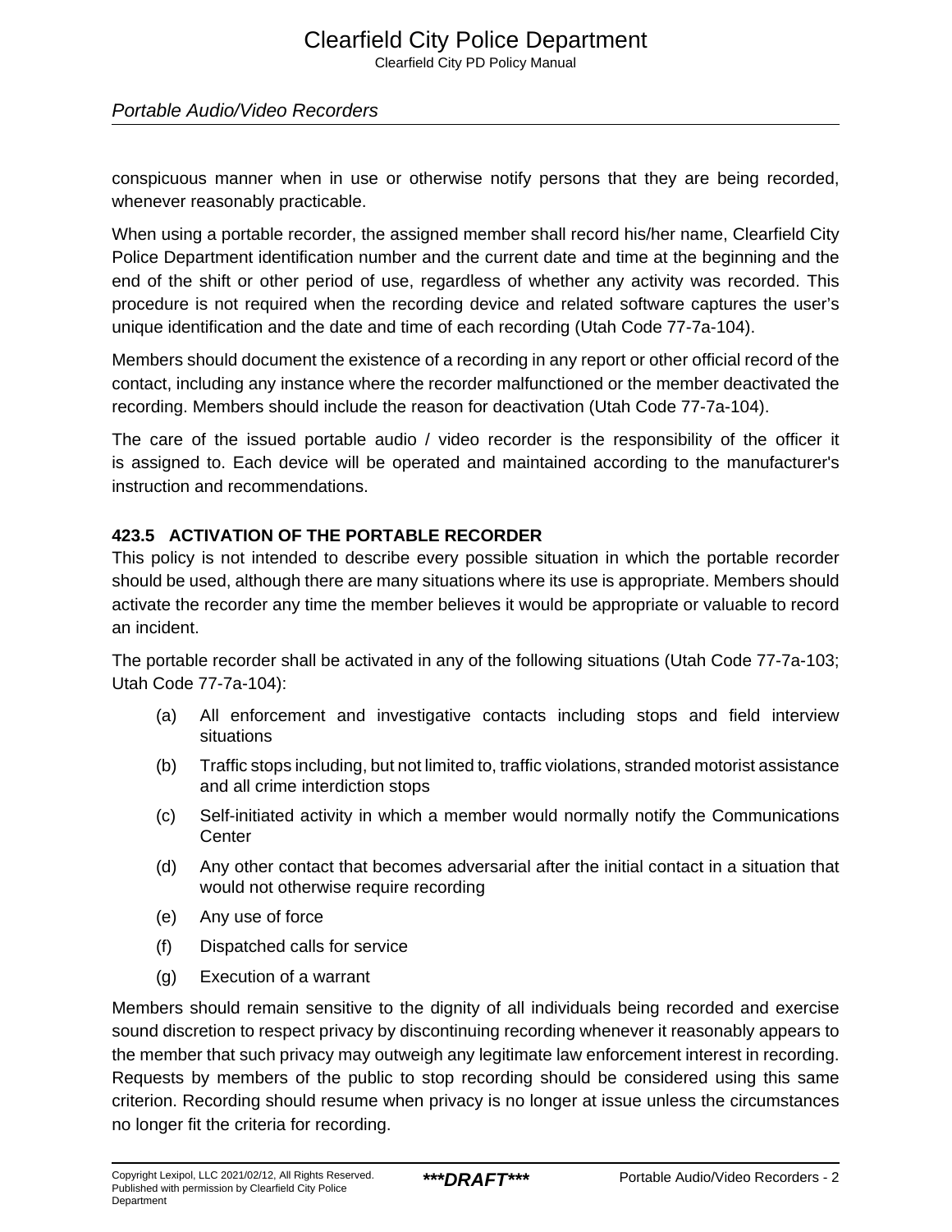conspicuous manner when in use or otherwise notify persons that they are being recorded, whenever reasonably practicable.

When using a portable recorder, the assigned member shall record his/her name, Clearfield City Police Department identification number and the current date and time at the beginning and the end of the shift or other period of use, regardless of whether any activity was recorded. This procedure is not required when the recording device and related software captures the user's unique identification and the date and time of each recording (Utah Code 77-7a-104).

Members should document the existence of a recording in any report or other official record of the contact, including any instance where the recorder malfunctioned or the member deactivated the recording. Members should include the reason for deactivation (Utah Code 77-7a-104).

The care of the issued portable audio / video recorder is the responsibility of the officer it is assigned to. Each device will be operated and maintained according to the manufacturer's instruction and recommendations.

### 423.5 ACTIVATION OF THE PORTABLE RECORDER

This policy is not intended to describe every possible situation in which the portable recorder should be used, although there are many situations where its use is appropriate. Members should activate the recorder any time the member believes it would be appropriate or valuable to record an incident.

The portable recorder shall be activated in any of the following situations (Utah Code 77-7a-103; Utah Code 77-7a-104):

(a) All enforcement and investigative contacts including stops and field interview situations

(b) Traffic stops including, but not limited to, traffic violations, stranded motorist assistance and all crime interdiction stops

(c) Self-initiated activity in which a member would normally notify the Communications Center

(d) Any other contact that becomes adversarial after the initial contact in a situation that would not otherwise require recording

(e) Any use of force

(f) Dispatched calls for service

(g) Execution of a warrant

Members should remain sensitive to the dignity of all individuals being recorded and exercise sound discretion to respect privacy by discontinuing recording whenever it reasonably appears to the member that such privacy may outweigh any legitimate law enforcement interest in recording. Requests by members of the public to stop recording should be considered using this same criterion. Recording should resume when privacy is no longer at issue unless the circumstances no longer fit the criteria for recording.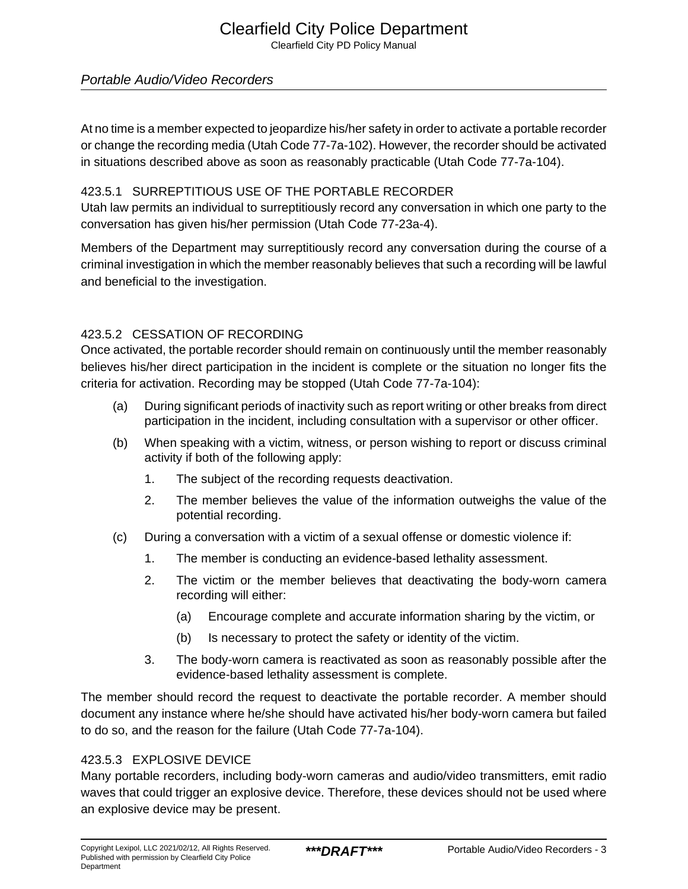At no time is a member expected to jeopardize his/her safety in order to activate a portable recorder or change the recording media (Utah Code 77-7a-102). However, the recorder should be activated in situations described above as soon as reasonably practicable (Utah Code 77-7a-104).

### 423.5.1 SURREPTITIOUS USE OF THE PORTABLE RECORDER

Utah law permits an individual to surreptitiously record any conversation in which one party to the conversation has given his/her permission (Utah Code 77-23a-4).

Members of the Department may surreptitiously record any conversation during the course of a criminal investigation in which the member reasonably believes that such a recording will be lawful and beneficial to the investigation.

### 423.5.2 CESSATION OF RECORDING

Once activated, the portable recorder should remain on continuously until the member reasonably believes his/her direct participation in the incident is complete or the situation no longer fits the criteria for activation. Recording may be stopped (Utah Code 77-7a-104):

(a) During significant periods of inactivity such as report writing or other breaks from direct participation in the incident, including consultation with a supervisor or other officer.

(b) When speaking with a victim, witness, or person wishing to report or discuss criminal activity if both of the following apply:

1. The subject of the recording requests deactivation.
2. The member believes the value of the information outweighs the value of the potential recording.

(c) During a conversation with a victim of a sexual offense or domestic violence if:

1. The member is conducting an evidence-based lethality assessment.
2. The victim or the member believes that deactivating the body-worn camera recording will either:
   (a) Encourage complete and accurate information sharing by the victim, or
   (b) Is necessary to protect the safety or identity of the victim.
3. The body-worn camera is reactivated as soon as reasonably possible after the evidence-based lethality assessment is complete.

The member should record the request to deactivate the portable recorder. A member should document any instance where he/she should have activated his/her body-worn camera but failed to do so, and the reason for the failure (Utah Code 77-7a-104).

### 423.5.3 EXPLOSIVE DEVICE

Many portable recorders, including body-worn cameras and audio/video transmitters, emit radio waves that could trigger an explosive device. Therefore, these devices should not be used where an explosive device may be present.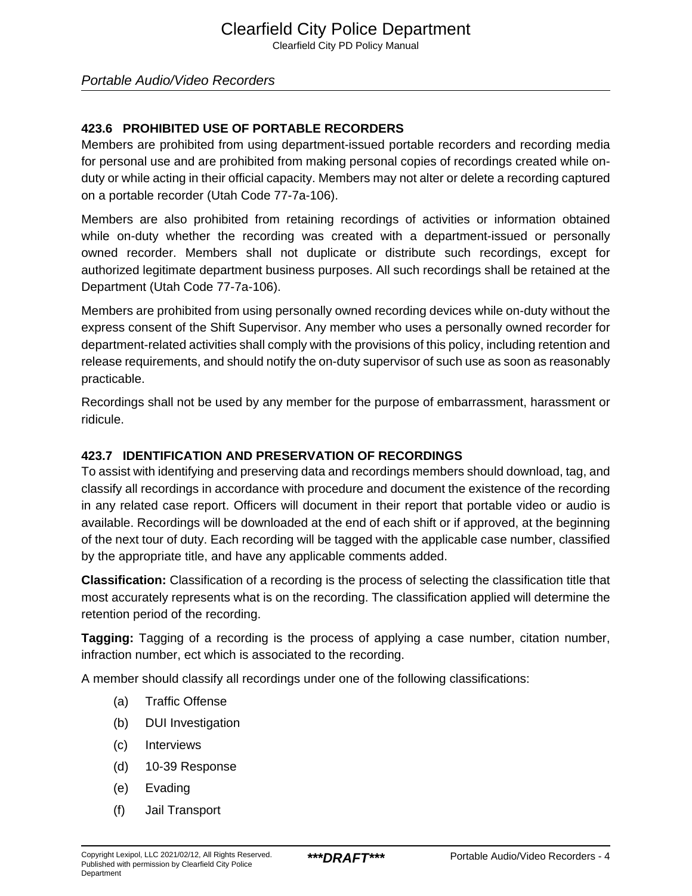### 423.6 PROHIBITED USE OF PORTABLE RECORDERS

Members are prohibited from using department-issued portable recorders and recording media for personal use and are prohibited from making personal copies of recordings created while on-duty or while acting in their official capacity. Members may not alter or delete a recording captured on a portable recorder (Utah Code 77-7a-106).

Members are also prohibited from retaining recordings of activities or information obtained while on-duty whether the recording was created with a department-issued or personally owned recorder. Members shall not duplicate or distribute such recordings, except for authorized legitimate department business purposes. All such recordings shall be retained at the Department (Utah Code 77-7a-106).

Members are prohibited from using personally owned recording devices while on-duty without the express consent of the Shift Supervisor. Any member who uses a personally owned recorder for department-related activities shall comply with the provisions of this policy, including retention and release requirements, and should notify the on-duty supervisor of such use as soon as reasonably practicable.

Recordings shall not be used by any member for the purpose of embarrassment, harassment or ridicule.

### 423.7 IDENTIFICATION AND PRESERVATION OF RECORDINGS

To assist with identifying and preserving data and recordings members should download, tag, and classify all recordings in accordance with procedure and document the existence of the recording in any related case report. Officers will document in their report that portable video or audio is available. Recordings will be downloaded at the end of each shift or if approved, at the beginning of the next tour of duty. Each recording will be tagged with the applicable case number, classified by the appropriate title, and have any applicable comments added.

**Classification:** Classification of a recording is the process of selecting the classification title that most accurately represents what is on the recording. The classification applied will determine the retention period of the recording.

**Tagging:** Tagging of a recording is the process of applying a case number, citation number, infraction number, ect which is associated to the recording.

A member should classify all recordings under one of the following classifications:

(a) Traffic Offense

(b) DUI Investigation

(c) Interviews

(d) 10-39 Response

(e) Evading

(f) Jail Transport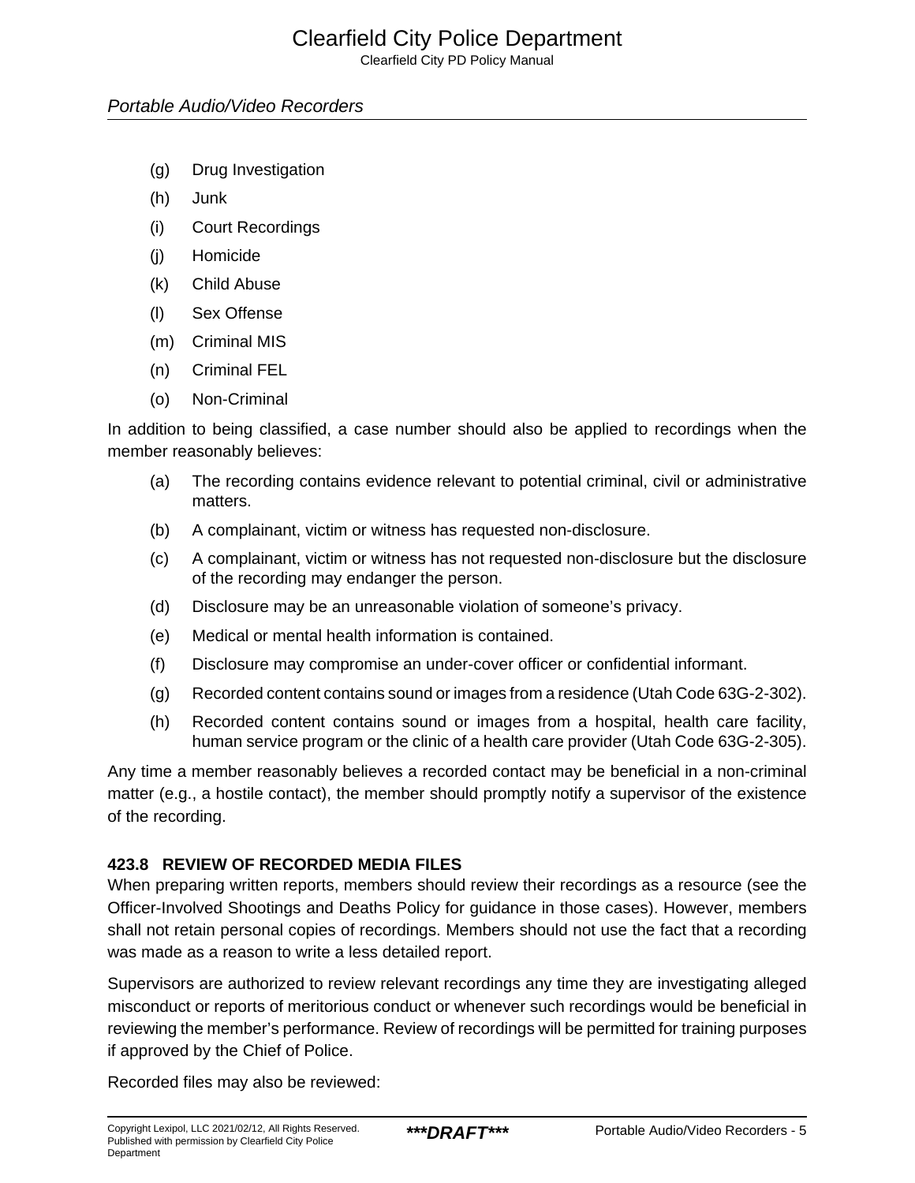(g) Drug Investigation

(h) Junk

(i) Court Recordings

(j) Homicide

(k) Child Abuse

(l) Sex Offense

(m) Criminal MIS

(n) Criminal FEL

(o) Non-Criminal

In addition to being classified, a case number should also be applied to recordings when the member reasonably believes:

(a) The recording contains evidence relevant to potential criminal, civil or administrative matters.

(b) A complainant, victim or witness has requested non-disclosure.

(c) A complainant, victim or witness has not requested non-disclosure but the disclosure of the recording may endanger the person.

(d) Disclosure may be an unreasonable violation of someone's privacy.

(e) Medical or mental health information is contained.

(f) Disclosure may compromise an under-cover officer or confidential informant.

(g) Recorded content contains sound or images from a residence (Utah Code 63G-2-302).

(h) Recorded content contains sound or images from a hospital, health care facility, human service program or the clinic of a health care provider (Utah Code 63G-2-305).

Any time a member reasonably believes a recorded contact may be beneficial in a non-criminal matter (e.g., a hostile contact), the member should promptly notify a supervisor of the existence of the recording.

### 423.8 REVIEW OF RECORDED MEDIA FILES

When preparing written reports, members should review their recordings as a resource (see the Officer-Involved Shootings and Deaths Policy for guidance in those cases). However, members shall not retain personal copies of recordings. Members should not use the fact that a recording was made as a reason to write a less detailed report.

Supervisors are authorized to review relevant recordings any time they are investigating alleged misconduct or reports of meritorious conduct or whenever such recordings would be beneficial in reviewing the member's performance. Review of recordings will be permitted for training purposes if approved by the Chief of Police.

Recorded files may also be reviewed: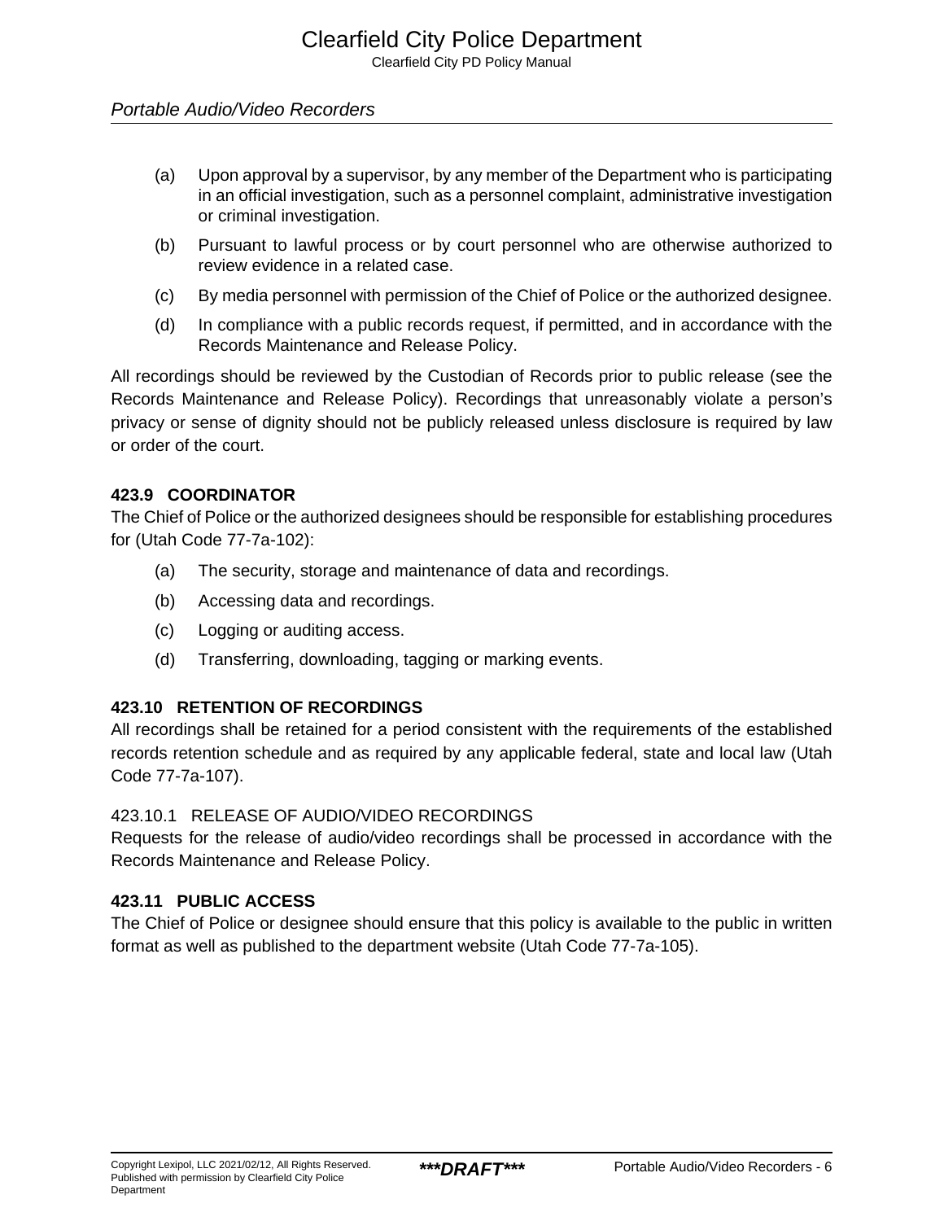(a) Upon approval by a supervisor, by any member of the Department who is participating in an official investigation, such as a personnel complaint, administrative investigation or criminal investigation.

(b) Pursuant to lawful process or by court personnel who are otherwise authorized to review evidence in a related case.

(c) By media personnel with permission of the Chief of Police or the authorized designee.

(d) In compliance with a public records request, if permitted, and in accordance with the Records Maintenance and Release Policy.

All recordings should be reviewed by the Custodian of Records prior to public release (see the Records Maintenance and Release Policy). Recordings that unreasonably violate a person's privacy or sense of dignity should not be publicly released unless disclosure is required by law or order of the court.

### 423.9 COORDINATOR

The Chief of Police or the authorized designees should be responsible for establishing procedures for (Utah Code 77-7a-102):

(a) The security, storage and maintenance of data and recordings.

(b) Accessing data and recordings.

(c) Logging or auditing access.

(d) Transferring, downloading, tagging or marking events.

### 423.10 RETENTION OF RECORDINGS

All recordings shall be retained for a period consistent with the requirements of the established records retention schedule and as required by any applicable federal, state and local law (Utah Code 77-7a-107).

#### 423.10.1 RELEASE OF AUDIO/VIDEO RECORDINGS

Requests for the release of audio/video recordings shall be processed in accordance with the Records Maintenance and Release Policy.

### 423.11 PUBLIC ACCESS

The Chief of Police or designee should ensure that this policy is available to the public in written format as well as published to the department website (Utah Code 77-7a-105).